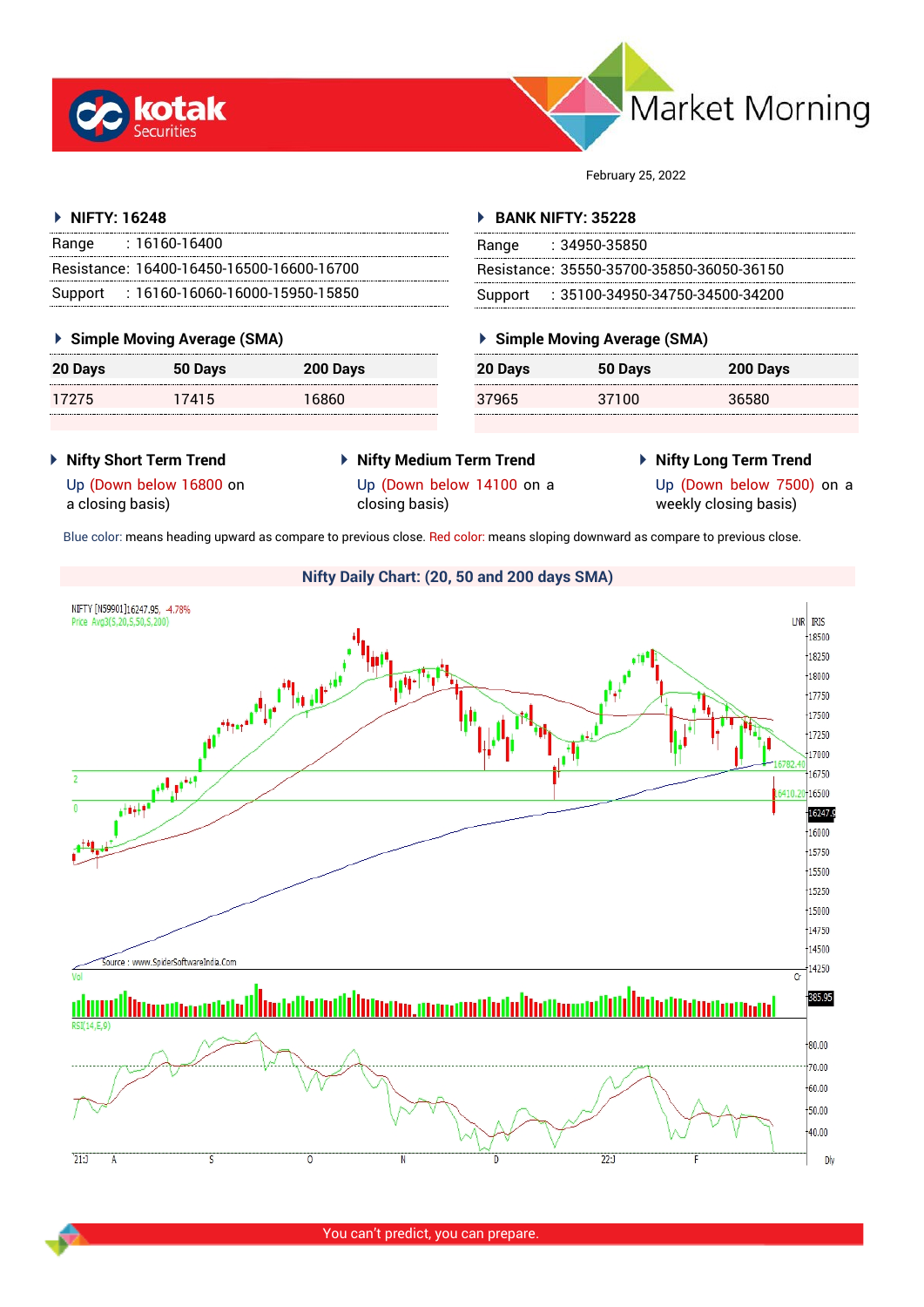# Market Morning

February 25, 2022

## NIFTY: 16248

| | |
|---|---|
| Range | : 16160-16400 |
| Resistance: | 16400-16450-16500-16600-16700 |
| Support | : 16160-16060-16000-15950-15850 |

### Simple Moving Average (SMA)

| 20 Days | 50 Days | 200 Days |
|---|---|---|
| 17275 | 17415 | 16860 |

## BANK NIFTY: 35228

| | |
|---|---|
| Range | : 34950-35850 |
| Resistance: | 35550-35700-35850-36050-36150 |
| Support | : 35100-34950-34750-34500-34200 |

### Simple Moving Average (SMA)

| 20 Days | 50 Days | 200 Days |
|---|---|---|
| 37965 | 37100 | 36580 |

### Nifty Short Term Trend

Up (Down below 16800 on a closing basis)

### Nifty Medium Term Trend

Up (Down below 14100 on a closing basis)

### Nifty Long Term Trend

Up (Down below 7500) on a weekly closing basis)

Blue color: means heading upward as compare to previous close. Red color: means sloping downward as compare to previous close.

### Nifty Daily Chart: (20, 50 and 200 days SMA)

You can't predict, you can prepare.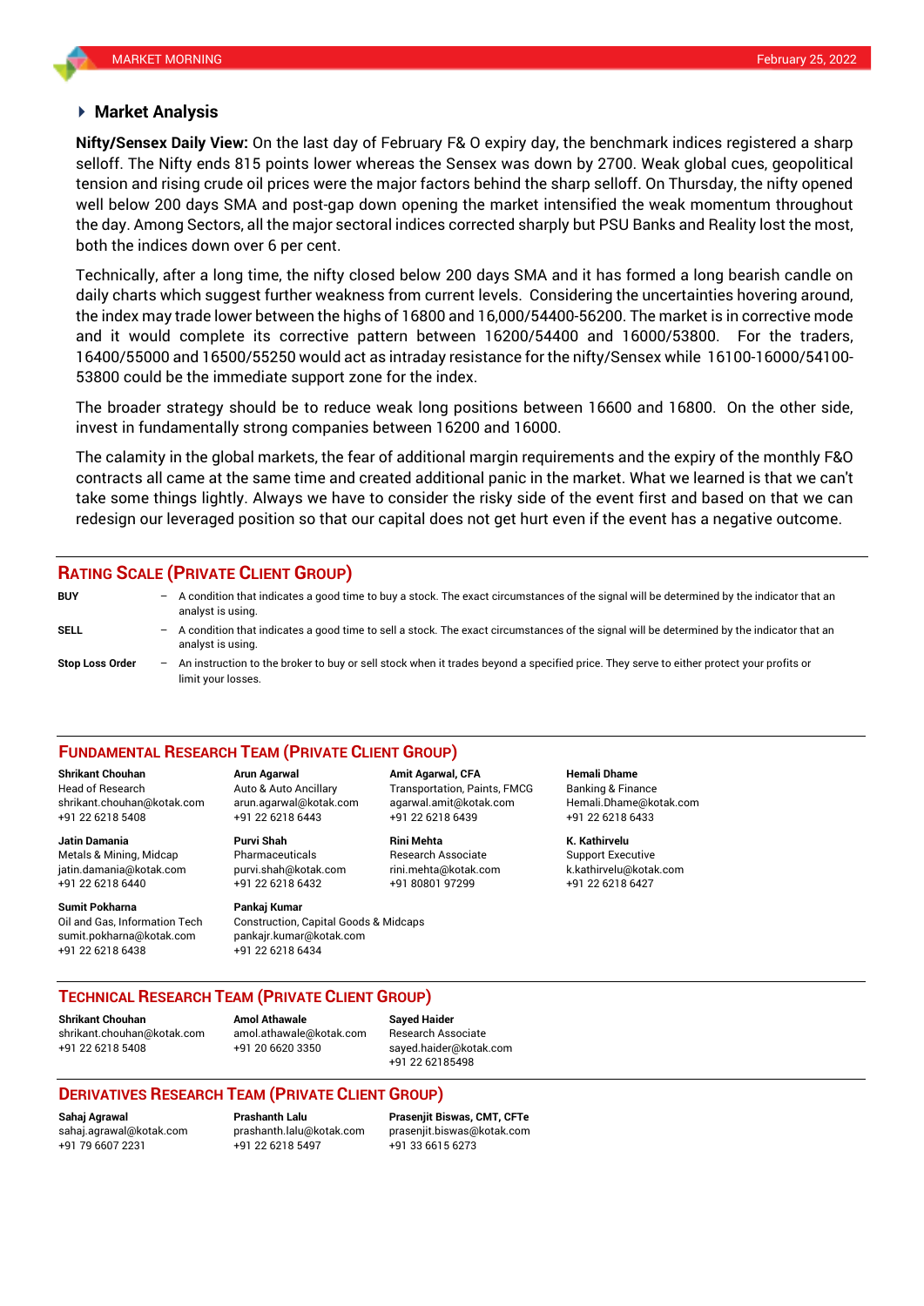## Market Analysis

**Nifty/Sensex Daily View:** On the last day of February F& O expiry day, the benchmark indices registered a sharp selloff. The Nifty ends 815 points lower whereas the Sensex was down by 2700. Weak global cues, geopolitical tension and rising crude oil prices were the major factors behind the sharp selloff. On Thursday, the nifty opened well below 200 days SMA and post-gap down opening the market intensified the weak momentum throughout the day. Among Sectors, all the major sectoral indices corrected sharply but PSU Banks and Reality lost the most, both the indices down over 6 per cent.

Technically, after a long time, the nifty closed below 200 days SMA and it has formed a long bearish candle on daily charts which suggest further weakness from current levels. Considering the uncertainties hovering around, the index may trade lower between the highs of 16800 and 16,000/54400-56200. The market is in corrective mode and it would complete its corrective pattern between 16200/54400 and 16000/53800. For the traders, 16400/55000 and 16500/55250 would act as intraday resistance for the nifty/Sensex while 16100-16000/54100-53800 could be the immediate support zone for the index.

The broader strategy should be to reduce weak long positions between 16600 and 16800. On the other side, invest in fundamentally strong companies between 16200 and 16000.

The calamity in the global markets, the fear of additional margin requirements and the expiry of the monthly F&O contracts all came at the same time and created additional panic in the market. What we learned is that we can't take some things lightly. Always we have to consider the risky side of the event first and based on that we can redesign our leveraged position so that our capital does not get hurt even if the event has a negative outcome.

## RATING SCALE (PRIVATE CLIENT GROUP)

**BUY** – A condition that indicates a good time to buy a stock. The exact circumstances of the signal will be determined by the indicator that an analyst is using.

**SELL** – A condition that indicates a good time to sell a stock. The exact circumstances of the signal will be determined by the indicator that an analyst is using.

**Stop Loss Order** – An instruction to the broker to buy or sell stock when it trades beyond a specified price. They serve to either protect your profits or limit your losses.

## FUNDAMENTAL RESEARCH TEAM (PRIVATE CLIENT GROUP)

**Shrikant Chouhan**
Head of Research
shrikant.chouhan@kotak.com
+91 22 6218 5408

**Arun Agarwal**
Auto & Auto Ancillary
arun.agarwal@kotak.com
+91 22 6218 6443

**Amit Agarwal, CFA**
Transportation, Paints, FMCG
agarwal.amit@kotak.com
+91 22 6218 6439

**Hemali Dhame**
Banking & Finance
Hemali.Dhame@kotak.com
+91 22 6218 6433

**Jatin Damania**
Metals & Mining, Midcap
jatin.damania@kotak.com
+91 22 6218 6440

**Purvi Shah**
Pharmaceuticals
purvi.shah@kotak.com
+91 22 6218 6432

**Rini Mehta**
Research Associate
rini.mehta@kotak.com
+91 80801 97299

**K. Kathirvelu**
Support Executive
k.kathirvelu@kotak.com
+91 22 6218 6427

**Sumit Pokharna**
Oil and Gas, Information Tech
sumit.pokharna@kotak.com
+91 22 6218 6438

**Pankaj Kumar**
Construction, Capital Goods & Midcaps
pankajr.kumar@kotak.com
+91 22 6218 6434

## TECHNICAL RESEARCH TEAM (PRIVATE CLIENT GROUP)

**Shrikant Chouhan**
shrikant.chouhan@kotak.com
+91 22 6218 5408

**Amol Athawale**
amol.athawale@kotak.com
+91 20 6620 3350

**Sayed Haider**
Research Associate
sayed.haider@kotak.com
+91 22 62185498

## DERIVATIVES RESEARCH TEAM (PRIVATE CLIENT GROUP)

**Sahaj Agrawal**
sahaj.agrawal@kotak.com
+91 79 6607 2231

**Prashanth Lalu**
prashanth.lalu@kotak.com
+91 22 6218 5497

**Prasenjit Biswas, CMT, CFTe**
prasenjit.biswas@kotak.com
+91 33 6615 6273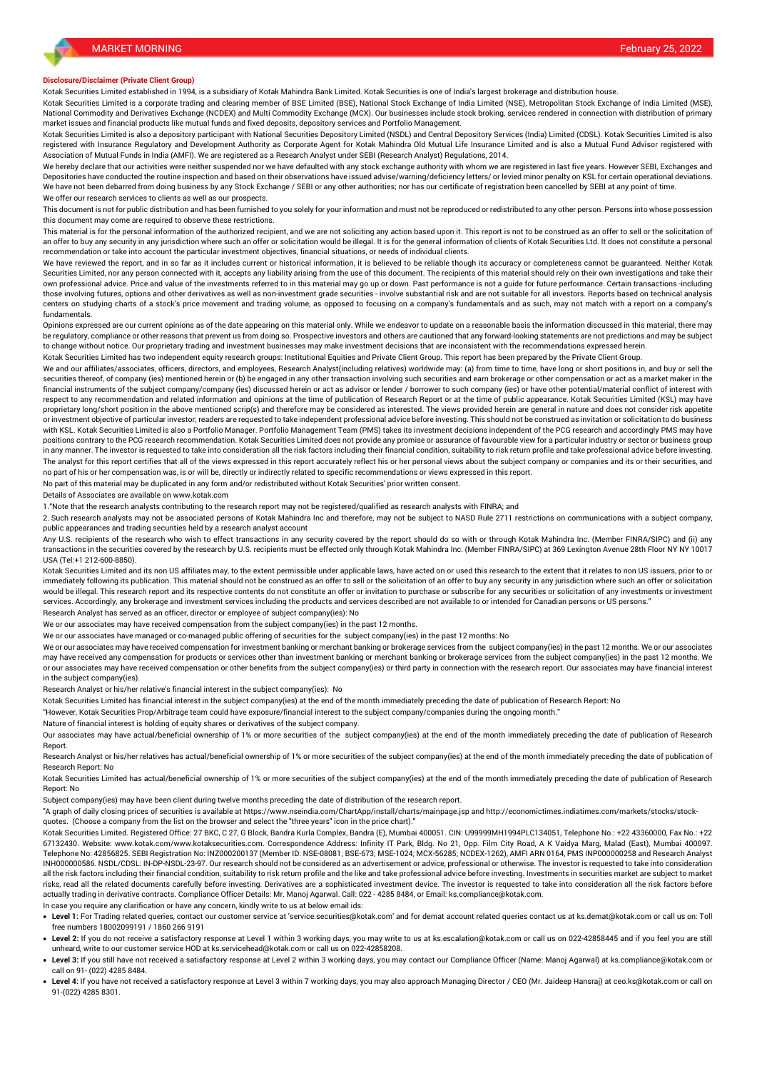**Disclosure/Disclaimer (Private Client Group)**

Kotak Securities Limited established in 1994, is a subsidiary of Kotak Mahindra Bank Limited. Kotak Securities is one of India's largest brokerage and distribution house.

Kotak Securities Limited is a corporate trading and clearing member of BSE Limited (BSE), National Stock Exchange of India Limited (NSE), Metropolitan Stock Exchange of India Limited (MSE), National Commodity and Derivatives Exchange (NCDEX) and Multi Commodity Exchange (MCX). Our businesses include stock broking, services rendered in connection with distribution of primary market issues and financial products like mutual funds and fixed deposits, depository services and Portfolio Management.

Kotak Securities Limited is also a depository participant with National Securities Depository Limited (NSDL) and Central Depository Services (India) Limited (CDSL). Kotak Securities Limited is also registered with Insurance Regulatory and Development Authority as Corporate Agent for Kotak Mahindra Old Mutual Life Insurance Limited and is also a Mutual Fund Advisor registered with Association of Mutual Funds in India (AMFI). We are registered as a Research Analyst under SEBI (Research Analyst) Regulations, 2014.

We hereby declare that our activities were neither suspended nor we have defaulted with any stock exchange authority with whom we are registered in last five years. However SEBI, Exchanges and Depositories have conducted the routine inspection and based on their observations have issued advise/warning/deficiency letters/ or levied minor penalty on KSL for certain operational deviations. We have not been debarred from doing business by any Stock Exchange / SEBI or any other authorities; nor has our certificate of registration been cancelled by SEBI at any point of time.

We offer our research services to clients as well as our prospects.

This document is not for public distribution and has been furnished to you solely for your information and must not be reproduced or redistributed to any other person. Persons into whose possession this document may come are required to observe these restrictions.

This material is for the personal information of the authorized recipient, and we are not soliciting any action based upon it. This report is not to be construed as an offer to sell or the solicitation of an offer to buy any security in any jurisdiction where such an offer or solicitation would be illegal. It is for the general information of clients of Kotak Securities Ltd. It does not constitute a personal recommendation or take into account the particular investment objectives, financial situations, or needs of individual clients.

We have reviewed the report, and in so far as it includes current or historical information, it is believed to be reliable though its accuracy or completeness cannot be guaranteed. Neither Kotak Securities Limited, nor any person connected with it, accepts any liability arising from the use of this document. The recipients of this material should rely on their own investigations and take their own professional advice. Price and value of the investments referred to in this material may go up or down. Past performance is not a guide for future performance. Certain transactions -including those involving futures, options and other derivatives as well as non-investment grade securities - involve substantial risk and are not suitable for all investors. Reports based on technical analysis centers on studying charts of a stock's price movement and trading volume, as opposed to focusing on a company's fundamentals and as such, may not match with a report on a company's fundamentals.

Opinions expressed are our current opinions as of the date appearing on this material only. While we endeavor to update on a reasonable basis the information discussed in this material, there may be regulatory, compliance or other reasons that prevent us from doing so. Prospective investors and others are cautioned that any forward-looking statements are not predictions and may be subject to change without notice. Our proprietary trading and investment businesses may make investment decisions that are inconsistent with the recommendations expressed herein.

Kotak Securities Limited has two independent equity research groups: Institutional Equities and Private Client Group. This report has been prepared by the Private Client Group.

We and our affiliates/associates, officers, directors, and employees, Research Analyst(including relatives) worldwide may: (a) from time to time, have long or short positions in, and buy or sell the securities thereof, of company (ies) mentioned herein or (b) be engaged in any other transaction involving such securities and earn brokerage or other compensation or act as a market maker in the financial instruments of the subject company/company (ies) discussed herein or act as advisor or lender / borrower to such company (ies) or have other potential/material conflict of interest with respect to any recommendation and related information and opinions at the time of publication of Research Report or at the time of public appearance. Kotak Securities Limited (KSL) may have proprietary long/short position in the above mentioned scrip(s) and therefore may be considered as interested. The views provided herein are general in nature and does not consider risk appetite or investment objective of particular investor; readers are requested to take independent professional advice before investing. This should not be construed as invitation or solicitation to do business with KSL. Kotak Securities Limited is also a Portfolio Manager. Portfolio Management Team (PMS) takes its investment decisions independent of the PCG research and accordingly PMS may have positions contrary to the PCG research recommendation. Kotak Securities Limited does not provide any promise or assurance of favourable view for a particular industry or sector or business group in any manner. The investor is requested to take into consideration all the risk factors including their financial condition, suitability to risk return profile and take professional advice before investing.

The analyst for this report certifies that all of the views expressed in this report accurately reflect his or her personal views about the subject company or companies and its or their securities, and no part of his or her compensation was, is or will be, directly or indirectly related to specific recommendations or views expressed in this report.

No part of this material may be duplicated in any form and/or redistributed without Kotak Securities' prior written consent.

Details of Associates are available on www.kotak.com

1."Note that the research analysts contributing to the research report may not be registered/qualified as research analysts with FINRA; and

2. Such research analysts may not be associated persons of Kotak Mahindra Inc and therefore, may not be subject to NASD Rule 2711 restrictions on communications with a subject company, public appearances and trading securities held by a research analyst account

Any U.S. recipients of the research who wish to effect transactions in any security covered by the report should do so with or through Kotak Mahindra Inc. (Member FINRA/SIPC) and (ii) any transactions in the securities covered by the research by U.S. recipients must be effected only through Kotak Mahindra Inc. (Member FINRA/SIPC) at 369 Lexington Avenue 28th Floor NY NY 10017 USA (Tel:+1 212-600-8850).

Kotak Securities Limited and its non US affiliates may, to the extent permissible under applicable laws, have acted on or used this research to the extent that it relates to non US issuers, prior to or immediately following its publication. This material should not be construed as an offer to sell or the solicitation of an offer to buy any security in any jurisdiction where such an offer or solicitation would be illegal. This research report and its respective contents do not constitute an offer or invitation to purchase or subscribe for any securities or solicitation of any investments or investment services. Accordingly, any brokerage and investment services including the products and services described are not available to or intended for Canadian persons or US persons."

Research Analyst has served as an officer, director or employee of subject company(ies): No

We or our associates may have received compensation from the subject company(ies) in the past 12 months.

We or our associates have managed or co-managed public offering of securities for the subject company(ies) in the past 12 months: No

We or our associates may have received compensation for investment banking or merchant banking or brokerage services from the subject company(ies) in the past 12 months. We or our associates may have received any compensation for products or services other than investment banking or merchant banking or brokerage services from the subject company(ies) in the past 12 months. We or our associates may have received compensation or other benefits from the subject company(ies) or third party in connection with the research report. Our associates may have financial interest in the subject company(ies).

Research Analyst or his/her relative's financial interest in the subject company(ies): No

Kotak Securities Limited has financial interest in the subject company(ies) at the end of the month immediately preceding the date of publication of Research Report: No

"However, Kotak Securities Prop/Arbitrage team could have exposure/financial interest to the subject company/companies during the ongoing month."

Nature of financial interest is holding of equity shares or derivatives of the subject company.

Our associates may have actual/beneficial ownership of 1% or more securities of the subject company(ies) at the end of the month immediately preceding the date of publication of Research Report.

Research Analyst or his/her relatives has actual/beneficial ownership of 1% or more securities of the subject company(ies) at the end of the month immediately preceding the date of publication of Research Report: No

Kotak Securities Limited has actual/beneficial ownership of 1% or more securities of the subject company(ies) at the end of the month immediately preceding the date of publication of Research Report: No

Subject company(ies) may have been client during twelve months preceding the date of distribution of the research report.

"A graph of daily closing prices of securities is available at https://www.nseindia.com/ChartApp/install/charts/mainpage.jsp and http://economictimes.indiatimes.com/markets/stocks/stock-quotes. (Choose a company from the list on the browser and select the "three years" icon in the price chart)."

Kotak Securities Limited. Registered Office: 27 BKC, C 27, G Block, Bandra Kurla Complex, Bandra (E), Mumbai 400051. CIN: U99999MH1994PLC134051, Telephone No.: +22 43360000, Fax No.: +22 67132430. Website: www.kotak.com/www.kotaksecurities.com. Correspondence Address: Infinity IT Park, Bldg. No 21, Opp. Film City Road, A K Vaidya Marg, Malad (East), Mumbai 400097. Telephone No: 42856825. SEBI Registration No: INZ000200137 (Member ID: NSE-08081; BSE-673; MSE-1024; MCX-56285; NCDEX-1262), AMFI ARN 0164, PMS INP000000258 and Research Analyst INH000000586. NSDL/CDSL: IN-DP-NSDL-23-97. Our research should not be considered as an advertisement or advice, professional or otherwise. The investor is requested to take into consideration all the risk factors including their financial condition, suitability to risk return profile and the like and take professional advice before investing. Investments in securities market are subject to market risks, read all the related documents carefully before investing. Derivatives are a sophisticated investment device. The investor is requested to take into consideration all the risk factors before actually trading in derivative contracts. Compliance Officer Details: Mr. Manoj Agarwal. Call: 022 - 4285 8484, or Email: ks.compliance@kotak.com.

In case you require any clarification or have any concern, kindly write to us at below email ids:

- **Level 1:** For Trading related queries, contact our customer service at 'service.securities@kotak.com' and for demat account related queries contact us at ks.demat@kotak.com or call us on: Toll free numbers 18002099191 / 1860 266 9191
- **Level 2:** If you do not receive a satisfactory response at Level 1 within 3 working days, you may write to us at ks.escalation@kotak.com or call us on 022-42858445 and if you feel you are still unheard, write to our customer service HOD at ks.servicehead@kotak.com or call us on 022-42858208.
- **Level 3:** If you still have not received a satisfactory response at Level 2 within 3 working days, you may contact our Compliance Officer (Name: Manoj Agarwal) at ks.compliance@kotak.com or call on 91- (022) 4285 8484.
- **Level 4:** If you have not received a satisfactory response at Level 3 within 7 working days, you may also approach Managing Director / CEO (Mr. Jaideep Hansraj) at ceo.ks@kotak.com or call on 91-(022) 4285 8301.